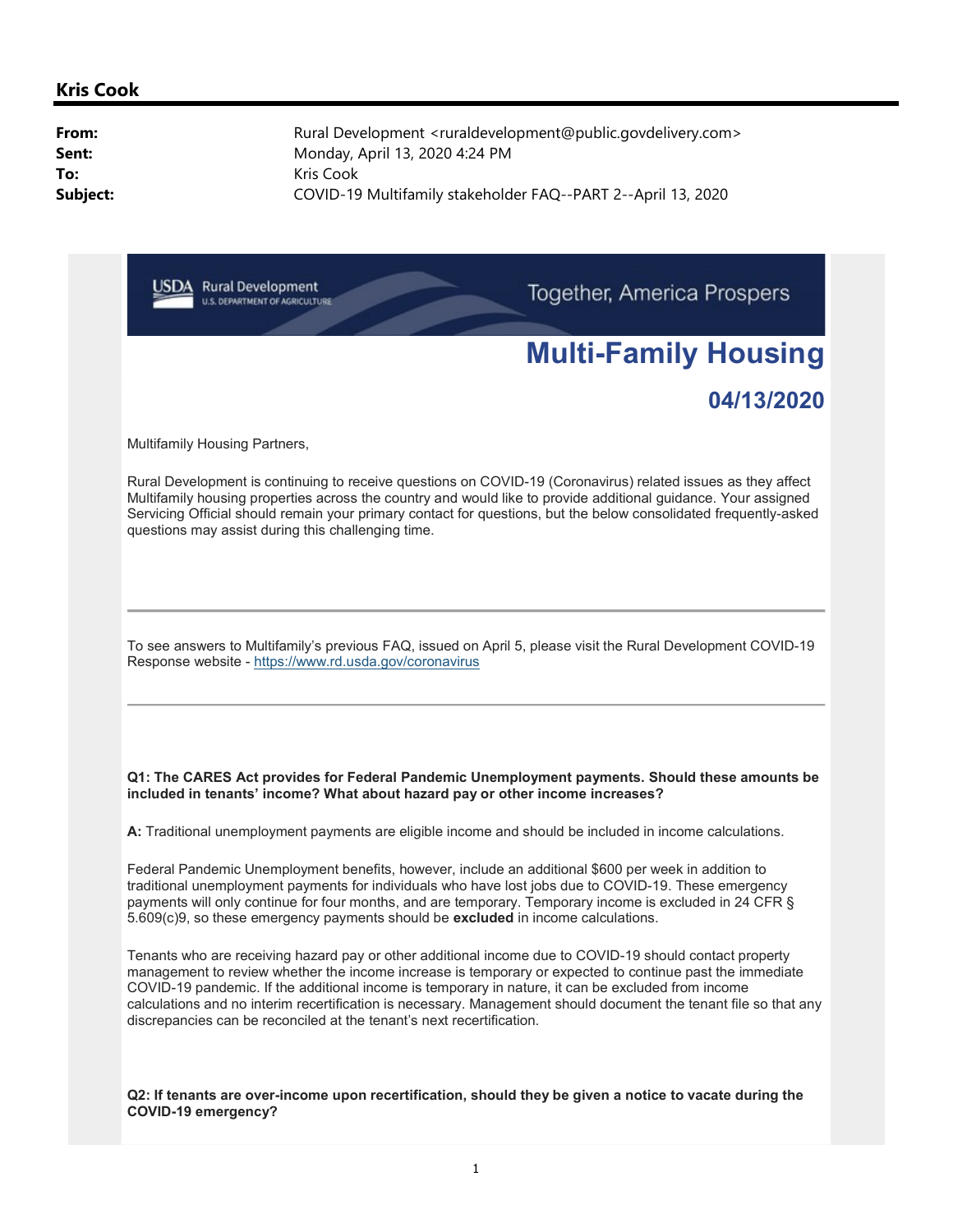**Kris Cook**

**From:** Rural Development <ruraldevelopment@public.govdelivery.com>
**Sent:** Monday, April 13, 2020 4:24 PM
**To:** Kris Cook
**Subject:** COVID-19 Multifamily stakeholder FAQ--PART 2--April 13, 2020

USDA Rural Development U.S. DEPARTMENT OF AGRICULTURE — Together, America Prospers

# Multi-Family Housing

## 04/13/2020

Multifamily Housing Partners,

Rural Development is continuing to receive questions on COVID-19 (Coronavirus) related issues as they affect Multifamily housing properties across the country and would like to provide additional guidance. Your assigned Servicing Official should remain your primary contact for questions, but the below consolidated frequently-asked questions may assist during this challenging time.

---

To see answers to Multifamily's previous FAQ, issued on April 5, please visit the Rural Development COVID-19 Response website - https://www.rd.usda.gov/coronavirus

---

**Q1: The CARES Act provides for Federal Pandemic Unemployment payments. Should these amounts be included in tenants' income? What about hazard pay or other income increases?**

**A:** Traditional unemployment payments are eligible income and should be included in income calculations.

Federal Pandemic Unemployment benefits, however, include an additional $600 per week in addition to traditional unemployment payments for individuals who have lost jobs due to COVID-19. These emergency payments will only continue for four months, and are temporary. Temporary income is excluded in 24 CFR § 5.609(c)9, so these emergency payments should be **excluded** in income calculations.

Tenants who are receiving hazard pay or other additional income due to COVID-19 should contact property management to review whether the income increase is temporary or expected to continue past the immediate COVID-19 pandemic. If the additional income is temporary in nature, it can be excluded from income calculations and no interim recertification is necessary. Management should document the tenant file so that any discrepancies can be reconciled at the tenant's next recertification.

**Q2: If tenants are over-income upon recertification, should they be given a notice to vacate during the COVID-19 emergency?**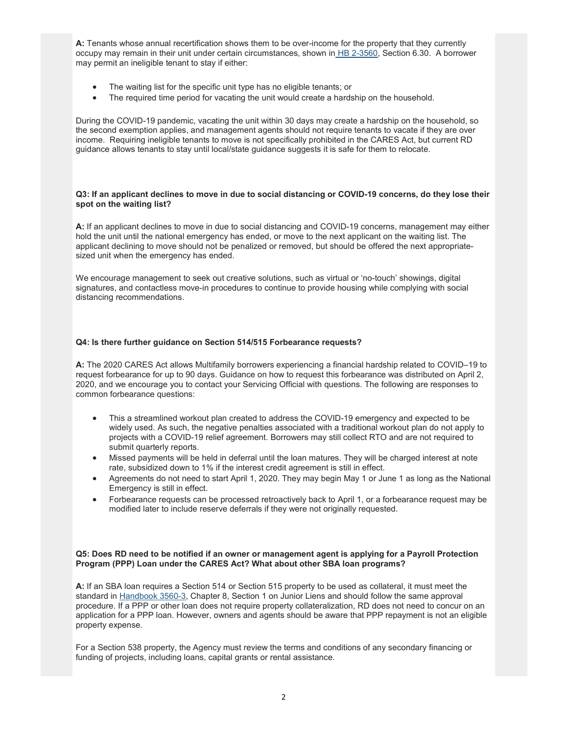**A:** Tenants whose annual recertification shows them to be over-income for the property that they currently occupy may remain in their unit under certain circumstances, shown in HB 2-3560, Section 6.30. A borrower may permit an ineligible tenant to stay if either:

- The waiting list for the specific unit type has no eligible tenants; or
- The required time period for vacating the unit would create a hardship on the household.

During the COVID-19 pandemic, vacating the unit within 30 days may create a hardship on the household, so the second exemption applies, and management agents should not require tenants to vacate if they are over income. Requiring ineligible tenants to move is not specifically prohibited in the CARES Act, but current RD guidance allows tenants to stay until local/state guidance suggests it is safe for them to relocate.

**Q3: If an applicant declines to move in due to social distancing or COVID-19 concerns, do they lose their spot on the waiting list?**

**A:** If an applicant declines to move in due to social distancing and COVID-19 concerns, management may either hold the unit until the national emergency has ended, or move to the next applicant on the waiting list. The applicant declining to move should not be penalized or removed, but should be offered the next appropriate-sized unit when the emergency has ended.

We encourage management to seek out creative solutions, such as virtual or 'no-touch' showings, digital signatures, and contactless move-in procedures to continue to provide housing while complying with social distancing recommendations.

**Q4: Is there further guidance on Section 514/515 Forbearance requests?**

**A:** The 2020 CARES Act allows Multifamily borrowers experiencing a financial hardship related to COVID–19 to request forbearance for up to 90 days. Guidance on how to request this forbearance was distributed on April 2, 2020, and we encourage you to contact your Servicing Official with questions. The following are responses to common forbearance questions:

- This a streamlined workout plan created to address the COVID-19 emergency and expected to be widely used. As such, the negative penalties associated with a traditional workout plan do not apply to projects with a COVID-19 relief agreement. Borrowers may still collect RTO and are not required to submit quarterly reports.
- Missed payments will be held in deferral until the loan matures. They will be charged interest at note rate, subsidized down to 1% if the interest credit agreement is still in effect.
- Agreements do not need to start April 1, 2020. They may begin May 1 or June 1 as long as the National Emergency is still in effect.
- Forbearance requests can be processed retroactively back to April 1, or a forbearance request may be modified later to include reserve deferrals if they were not originally requested.

**Q5: Does RD need to be notified if an owner or management agent is applying for a Payroll Protection Program (PPP) Loan under the CARES Act? What about other SBA loan programs?**

**A:** If an SBA loan requires a Section 514 or Section 515 property to be used as collateral, it must meet the standard in Handbook 3560-3, Chapter 8, Section 1 on Junior Liens and should follow the same approval procedure. If a PPP or other loan does not require property collateralization, RD does not need to concur on an application for a PPP loan. However, owners and agents should be aware that PPP repayment is not an eligible property expense.

For a Section 538 property, the Agency must review the terms and conditions of any secondary financing or funding of projects, including loans, capital grants or rental assistance.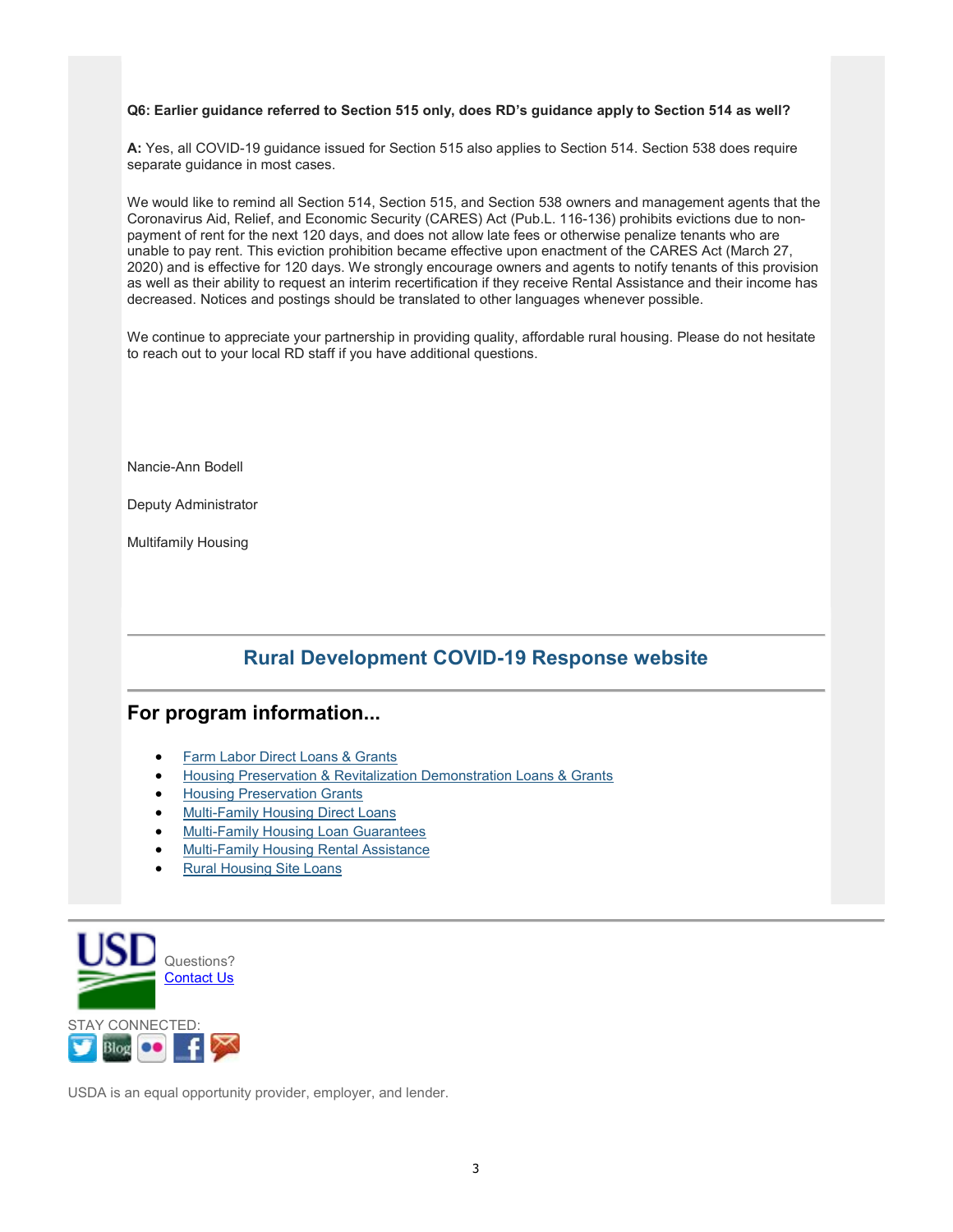**Q6: Earlier guidance referred to Section 515 only, does RD's guidance apply to Section 514 as well?**

**A:** Yes, all COVID-19 guidance issued for Section 515 also applies to Section 514. Section 538 does require separate guidance in most cases.

We would like to remind all Section 514, Section 515, and Section 538 owners and management agents that the Coronavirus Aid, Relief, and Economic Security (CARES) Act (Pub.L. 116-136) prohibits evictions due to non-payment of rent for the next 120 days, and does not allow late fees or otherwise penalize tenants who are unable to pay rent. This eviction prohibition became effective upon enactment of the CARES Act (March 27, 2020) and is effective for 120 days. We strongly encourage owners and agents to notify tenants of this provision as well as their ability to request an interim recertification if they receive Rental Assistance and their income has decreased. Notices and postings should be translated to other languages whenever possible.

We continue to appreciate your partnership in providing quality, affordable rural housing. Please do not hesitate to reach out to your local RD staff if you have additional questions.

Nancie-Ann Bodell

Deputy Administrator

Multifamily Housing

---

## Rural Development COVID-19 Response website

---

## For program information...

- Farm Labor Direct Loans & Grants
- Housing Preservation & Revitalization Demonstration Loans & Grants
- Housing Preservation Grants
- Multi-Family Housing Direct Loans
- Multi-Family Housing Loan Guarantees
- Multi-Family Housing Rental Assistance
- Rural Housing Site Loans

---

USDA

Questions?
Contact Us

STAY CONNECTED:

USDA is an equal opportunity provider, employer, and lender.